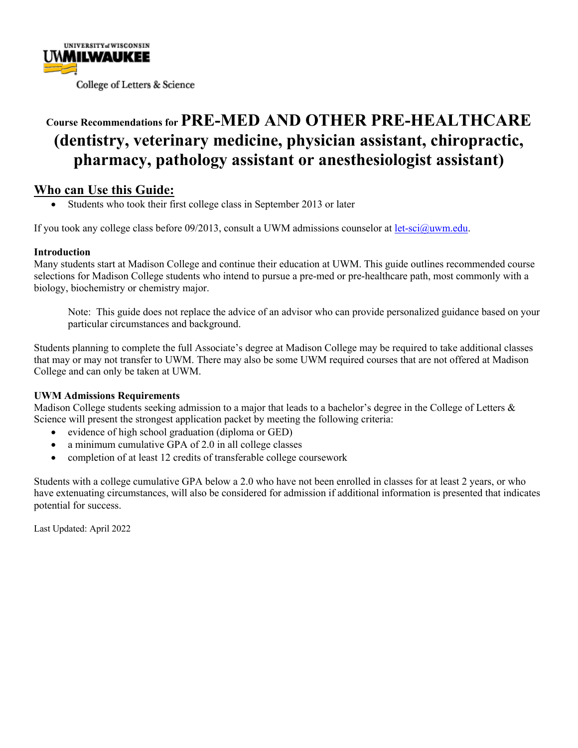UNIVERSITY of WISCONSIN
UWMILWAUKEE
College of Letters & Science

# Course Recommendations for PRE-MED AND OTHER PRE-HEALTHCARE (dentistry, veterinary medicine, physician assistant, chiropractic, pharmacy, pathology assistant or anesthesiologist assistant)

## Who can Use this Guide:

- Students who took their first college class in September 2013 or later

If you took any college class before 09/2013, consult a UWM admissions counselor at let-sci@uwm.edu.

**Introduction**

Many students start at Madison College and continue their education at UWM. This guide outlines recommended course selections for Madison College students who intend to pursue a pre-med or pre-healthcare path, most commonly with a biology, biochemistry or chemistry major.

> Note: This guide does not replace the advice of an advisor who can provide personalized guidance based on your particular circumstances and background.

Students planning to complete the full Associate's degree at Madison College may be required to take additional classes that may or may not transfer to UWM. There may also be some UWM required courses that are not offered at Madison College and can only be taken at UWM.

**UWM Admissions Requirements**

Madison College students seeking admission to a major that leads to a bachelor's degree in the College of Letters & Science will present the strongest application packet by meeting the following criteria:

- evidence of high school graduation (diploma or GED)
- a minimum cumulative GPA of 2.0 in all college classes
- completion of at least 12 credits of transferable college coursework

Students with a college cumulative GPA below a 2.0 who have not been enrolled in classes for at least 2 years, or who have extenuating circumstances, will also be considered for admission if additional information is presented that indicates potential for success.

Last Updated: April 2022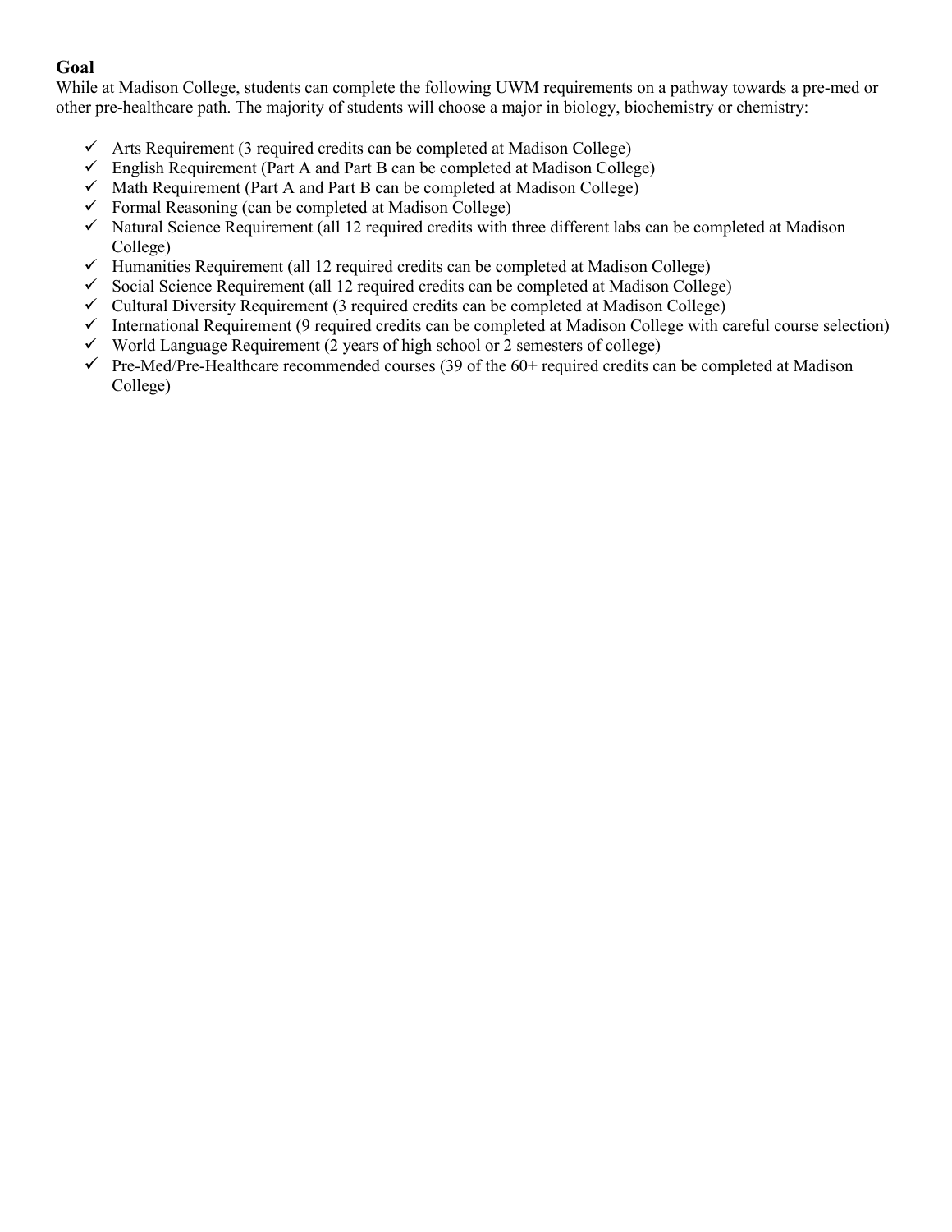## Goal

While at Madison College, students can complete the following UWM requirements on a pathway towards a pre-med or other pre-healthcare path. The majority of students will choose a major in biology, biochemistry or chemistry:

- ✓ Arts Requirement (3 required credits can be completed at Madison College)
- ✓ English Requirement (Part A and Part B can be completed at Madison College)
- ✓ Math Requirement (Part A and Part B can be completed at Madison College)
- ✓ Formal Reasoning (can be completed at Madison College)
- ✓ Natural Science Requirement (all 12 required credits with three different labs can be completed at Madison College)
- ✓ Humanities Requirement (all 12 required credits can be completed at Madison College)
- ✓ Social Science Requirement (all 12 required credits can be completed at Madison College)
- ✓ Cultural Diversity Requirement (3 required credits can be completed at Madison College)
- ✓ International Requirement (9 required credits can be completed at Madison College with careful course selection)
- ✓ World Language Requirement (2 years of high school or 2 semesters of college)
- ✓ Pre-Med/Pre-Healthcare recommended courses (39 of the 60+ required credits can be completed at Madison College)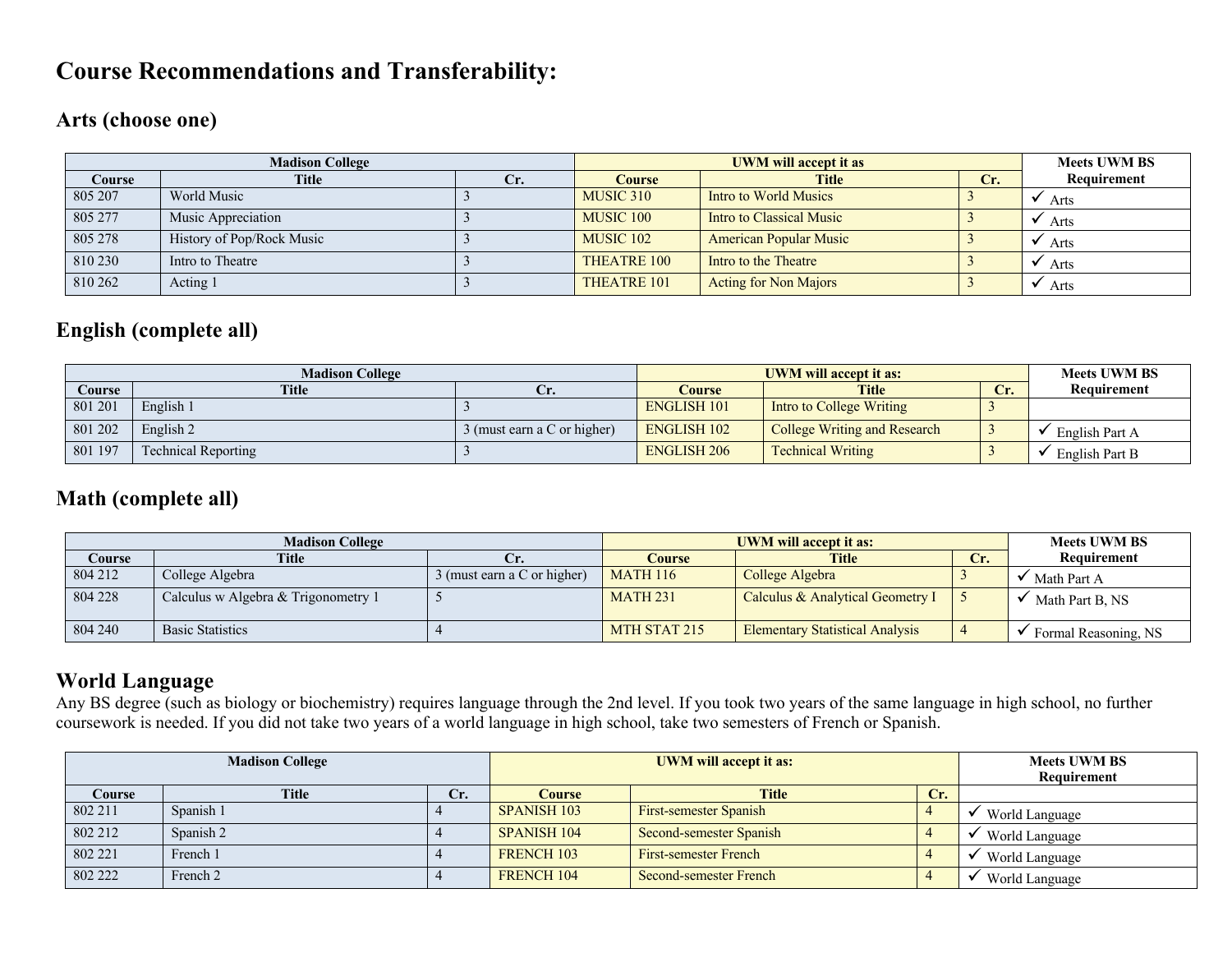# Course Recommendations and Transferability:

## Arts (choose one)

| Madison College | | | UWM will accept it as | | | Meets UWM BS Requirement |
|---|---|---|---|---|---|---|
| Course | Title | Cr. | Course | Title | Cr. | |
| 805 207 | World Music | 3 | MUSIC 310 | Intro to World Musics | 3 | ✓ Arts |
| 805 277 | Music Appreciation | 3 | MUSIC 100 | Intro to Classical Music | 3 | ✓ Arts |
| 805 278 | History of Pop/Rock Music | 3 | MUSIC 102 | American Popular Music | 3 | ✓ Arts |
| 810 230 | Intro to Theatre | 3 | THEATRE 100 | Intro to the Theatre | 3 | ✓ Arts |
| 810 262 | Acting 1 | 3 | THEATRE 101 | Acting for Non Majors | 3 | ✓ Arts |

## English (complete all)

| Madison College | | | UWM will accept it as: | | | Meets UWM BS Requirement |
|---|---|---|---|---|---|---|
| Course | Title | Cr. | Course | Title | Cr. | |
| 801 201 | English 1 | 3 | ENGLISH 101 | Intro to College Writing | 3 | |
| 801 202 | English 2 | 3 (must earn a C or higher) | ENGLISH 102 | College Writing and Research | 3 | ✓ English Part A |
| 801 197 | Technical Reporting | 3 | ENGLISH 206 | Technical Writing | 3 | ✓ English Part B |

## Math (complete all)

| Madison College | | | UWM will accept it as: | | | Meets UWM BS Requirement |
|---|---|---|---|---|---|---|
| Course | Title | Cr. | Course | Title | Cr. | |
| 804 212 | College Algebra | 3 (must earn a C or higher) | MATH 116 | College Algebra | 3 | ✓ Math Part A |
| 804 228 | Calculus w Algebra & Trigonometry 1 | 5 | MATH 231 | Calculus & Analytical Geometry I | 5 | ✓ Math Part B, NS |
| 804 240 | Basic Statistics | 4 | MTH STAT 215 | Elementary Statistical Analysis | 4 | ✓ Formal Reasoning, NS |

## World Language

Any BS degree (such as biology or biochemistry) requires language through the 2nd level. If you took two years of the same language in high school, no further coursework is needed. If you did not take two years of a world language in high school, take two semesters of French or Spanish.

| Madison College | | | UWM will accept it as: | | | Meets UWM BS Requirement |
|---|---|---|---|---|---|---|
| Course | Title | Cr. | Course | Title | Cr. | |
| 802 211 | Spanish 1 | 4 | SPANISH 103 | First-semester Spanish | 4 | ✓ World Language |
| 802 212 | Spanish 2 | 4 | SPANISH 104 | Second-semester Spanish | 4 | ✓ World Language |
| 802 221 | French 1 | 4 | FRENCH 103 | First-semester French | 4 | ✓ World Language |
| 802 222 | French 2 | 4 | FRENCH 104 | Second-semester French | 4 | ✓ World Language |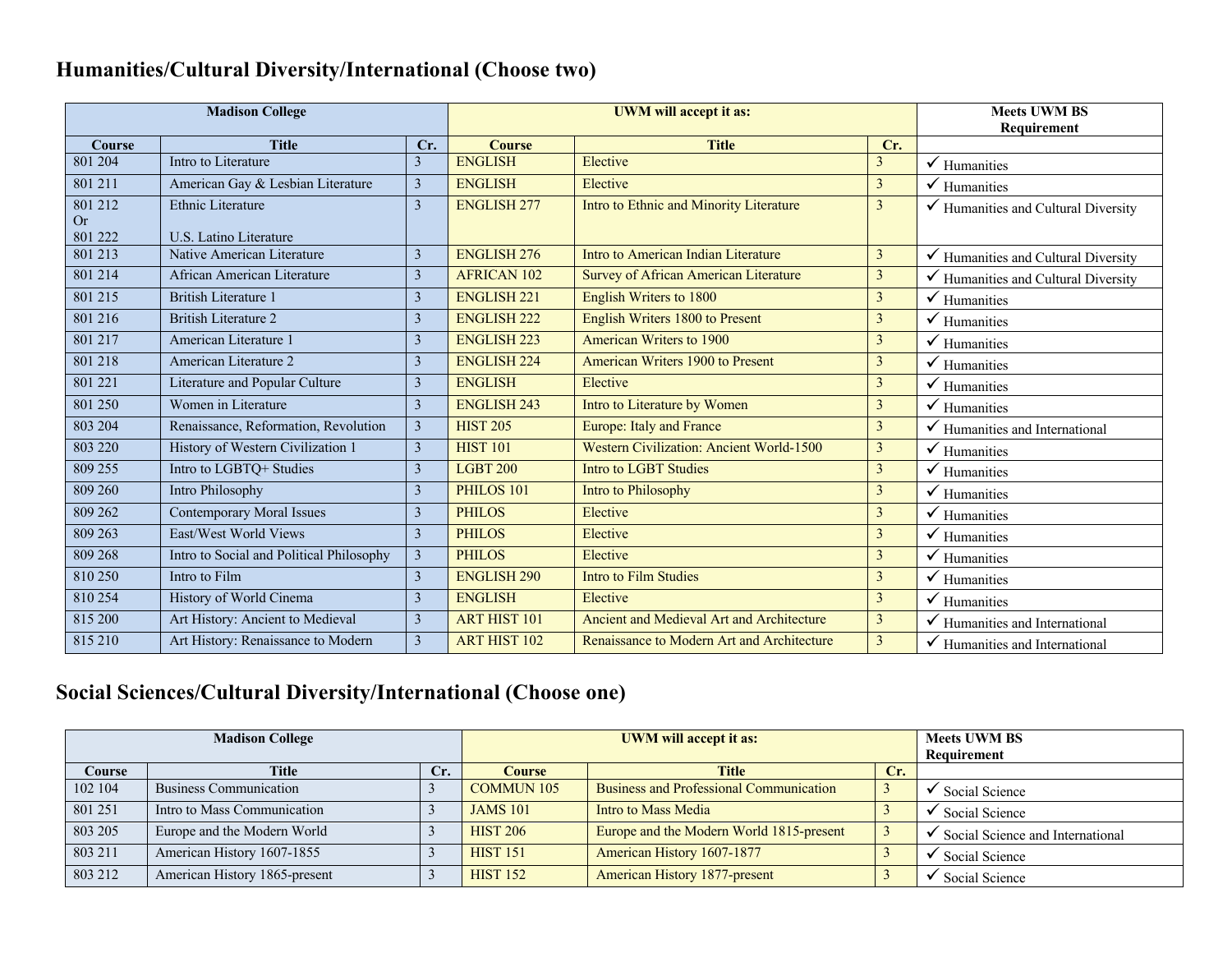## Humanities/Cultural Diversity/International (Choose two)

| Madison College | | | UWM will accept it as: | | | Meets UWM BS Requirement |
|---|---|---|---|---|---|---|
| Course | Title | Cr. | Course | Title | Cr. | |
| 801 204 | Intro to Literature | 3 | ENGLISH | Elective | 3 | ✓ Humanities |
| 801 211 | American Gay & Lesbian Literature | 3 | ENGLISH | Elective | 3 | ✓ Humanities |
| 801 212 Or 801 222 | Ethnic Literature<br><br>U.S. Latino Literature | 3 | ENGLISH 277 | Intro to Ethnic and Minority Literature | 3 | ✓ Humanities and Cultural Diversity |
| 801 213 | Native American Literature | 3 | ENGLISH 276 | Intro to American Indian Literature | 3 | ✓ Humanities and Cultural Diversity |
| 801 214 | African American Literature | 3 | AFRICAN 102 | Survey of African American Literature | 3 | ✓ Humanities and Cultural Diversity |
| 801 215 | British Literature 1 | 3 | ENGLISH 221 | English Writers to 1800 | 3 | ✓ Humanities |
| 801 216 | British Literature 2 | 3 | ENGLISH 222 | English Writers 1800 to Present | 3 | ✓ Humanities |
| 801 217 | American Literature 1 | 3 | ENGLISH 223 | American Writers to 1900 | 3 | ✓ Humanities |
| 801 218 | American Literature 2 | 3 | ENGLISH 224 | American Writers 1900 to Present | 3 | ✓ Humanities |
| 801 221 | Literature and Popular Culture | 3 | ENGLISH | Elective | 3 | ✓ Humanities |
| 801 250 | Women in Literature | 3 | ENGLISH 243 | Intro to Literature by Women | 3 | ✓ Humanities |
| 803 204 | Renaissance, Reformation, Revolution | 3 | HIST 205 | Europe: Italy and France | 3 | ✓ Humanities and International |
| 803 220 | History of Western Civilization 1 | 3 | HIST 101 | Western Civilization: Ancient World-1500 | 3 | ✓ Humanities |
| 809 255 | Intro to LGBTQ+ Studies | 3 | LGBT 200 | Intro to LGBT Studies | 3 | ✓ Humanities |
| 809 260 | Intro Philosophy | 3 | PHILOS 101 | Intro to Philosophy | 3 | ✓ Humanities |
| 809 262 | Contemporary Moral Issues | 3 | PHILOS | Elective | 3 | ✓ Humanities |
| 809 263 | East/West World Views | 3 | PHILOS | Elective | 3 | ✓ Humanities |
| 809 268 | Intro to Social and Political Philosophy | 3 | PHILOS | Elective | 3 | ✓ Humanities |
| 810 250 | Intro to Film | 3 | ENGLISH 290 | Intro to Film Studies | 3 | ✓ Humanities |
| 810 254 | History of World Cinema | 3 | ENGLISH | Elective | 3 | ✓ Humanities |
| 815 200 | Art History: Ancient to Medieval | 3 | ART HIST 101 | Ancient and Medieval Art and Architecture | 3 | ✓ Humanities and International |
| 815 210 | Art History: Renaissance to Modern | 3 | ART HIST 102 | Renaissance to Modern Art and Architecture | 3 | ✓ Humanities and International |

## Social Sciences/Cultural Diversity/International (Choose one)

| Madison College | | | UWM will accept it as: | | | Meets UWM BS Requirement |
|---|---|---|---|---|---|---|
| Course | Title | Cr. | Course | Title | Cr. | |
| 102 104 | Business Communication | 3 | COMMUN 105 | Business and Professional Communication | 3 | ✓ Social Science |
| 801 251 | Intro to Mass Communication | 3 | JAMS 101 | Intro to Mass Media | 3 | ✓ Social Science |
| 803 205 | Europe and the Modern World | 3 | HIST 206 | Europe and the Modern World 1815-present | 3 | ✓ Social Science and International |
| 803 211 | American History 1607-1855 | 3 | HIST 151 | American History 1607-1877 | 3 | ✓ Social Science |
| 803 212 | American History 1865-present | 3 | HIST 152 | American History 1877-present | 3 | ✓ Social Science |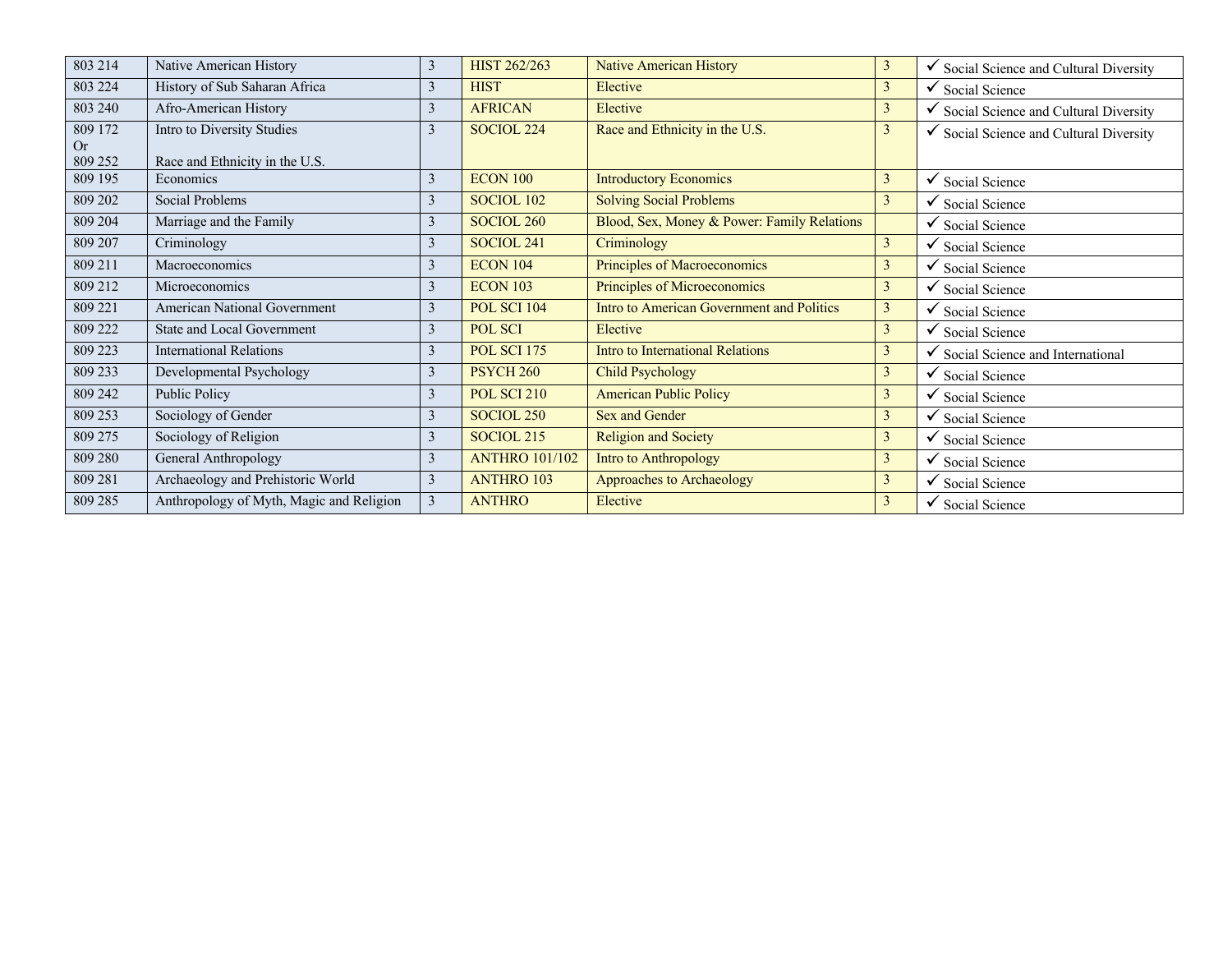| 803 214 | Native American History | 3 | HIST 262/263 | Native American History | 3 | ✓ Social Science and Cultural Diversity |
|---|---|---|---|---|---|---|
| 803 224 | History of Sub Saharan Africa | 3 | HIST | Elective | 3 | ✓ Social Science |
| 803 240 | Afro-American History | 3 | AFRICAN | Elective | 3 | ✓ Social Science and Cultural Diversity |
| 809 172 Or 809 252 | Intro to Diversity Studies Race and Ethnicity in the U.S. | 3 | SOCIOL 224 | Race and Ethnicity in the U.S. | 3 | ✓ Social Science and Cultural Diversity |
| 809 195 | Economics | 3 | ECON 100 | Introductory Economics | 3 | ✓ Social Science |
| 809 202 | Social Problems | 3 | SOCIOL 102 | Solving Social Problems | 3 | ✓ Social Science |
| 809 204 | Marriage and the Family | 3 | SOCIOL 260 | Blood, Sex, Money & Power: Family Relations | | ✓ Social Science |
| 809 207 | Criminology | 3 | SOCIOL 241 | Criminology | 3 | ✓ Social Science |
| 809 211 | Macroeconomics | 3 | ECON 104 | Principles of Macroeconomics | 3 | ✓ Social Science |
| 809 212 | Microeconomics | 3 | ECON 103 | Principles of Microeconomics | 3 | ✓ Social Science |
| 809 221 | American National Government | 3 | POL SCI 104 | Intro to American Government and Politics | 3 | ✓ Social Science |
| 809 222 | State and Local Government | 3 | POL SCI | Elective | 3 | ✓ Social Science |
| 809 223 | International Relations | 3 | POL SCI 175 | Intro to International Relations | 3 | ✓ Social Science and International |
| 809 233 | Developmental Psychology | 3 | PSYCH 260 | Child Psychology | 3 | ✓ Social Science |
| 809 242 | Public Policy | 3 | POL SCI 210 | American Public Policy | 3 | ✓ Social Science |
| 809 253 | Sociology of Gender | 3 | SOCIOL 250 | Sex and Gender | 3 | ✓ Social Science |
| 809 275 | Sociology of Religion | 3 | SOCIOL 215 | Religion and Society | 3 | ✓ Social Science |
| 809 280 | General Anthropology | 3 | ANTHRO 101/102 | Intro to Anthropology | 3 | ✓ Social Science |
| 809 281 | Archaeology and Prehistoric World | 3 | ANTHRO 103 | Approaches to Archaeology | 3 | ✓ Social Science |
| 809 285 | Anthropology of Myth, Magic and Religion | 3 | ANTHRO | Elective | 3 | ✓ Social Science |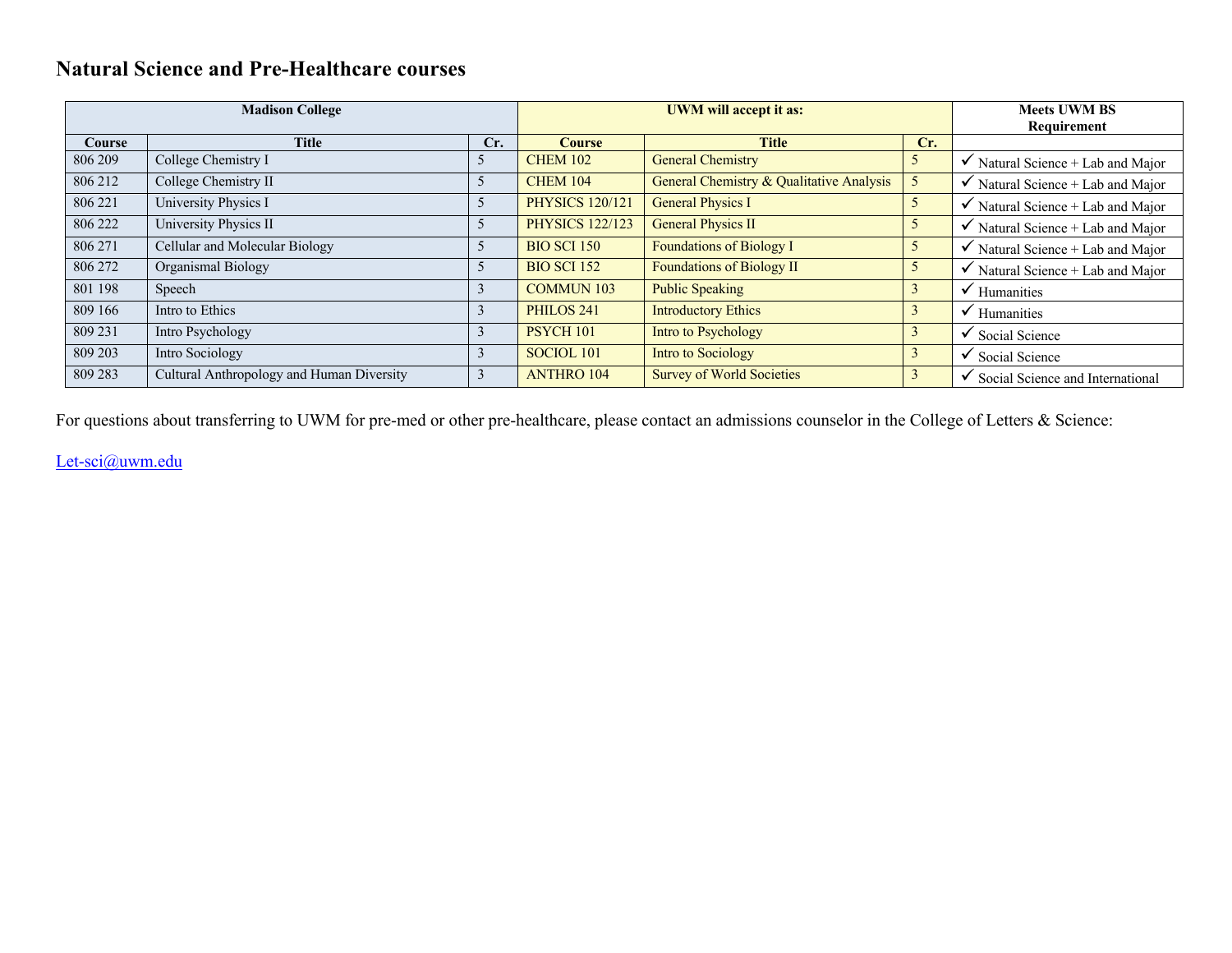## Natural Science and Pre-Healthcare courses

| Madison College | | | UWM will accept it as: | | | Meets UWM BS Requirement |
|---|---|---|---|---|---|---|
| Course | Title | Cr. | Course | Title | Cr. | |
| 806 209 | College Chemistry I | 5 | CHEM 102 | General Chemistry | 5 | ✓ Natural Science + Lab and Major |
| 806 212 | College Chemistry II | 5 | CHEM 104 | General Chemistry & Qualitative Analysis | 5 | ✓ Natural Science + Lab and Major |
| 806 221 | University Physics I | 5 | PHYSICS 120/121 | General Physics I | 5 | ✓ Natural Science + Lab and Major |
| 806 222 | University Physics II | 5 | PHYSICS 122/123 | General Physics II | 5 | ✓ Natural Science + Lab and Major |
| 806 271 | Cellular and Molecular Biology | 5 | BIO SCI 150 | Foundations of Biology I | 5 | ✓ Natural Science + Lab and Major |
| 806 272 | Organismal Biology | 5 | BIO SCI 152 | Foundations of Biology II | 5 | ✓ Natural Science + Lab and Major |
| 801 198 | Speech | 3 | COMMUN 103 | Public Speaking | 3 | ✓ Humanities |
| 809 166 | Intro to Ethics | 3 | PHILOS 241 | Introductory Ethics | 3 | ✓ Humanities |
| 809 231 | Intro Psychology | 3 | PSYCH 101 | Intro to Psychology | 3 | ✓ Social Science |
| 809 203 | Intro Sociology | 3 | SOCIOL 101 | Intro to Sociology | 3 | ✓ Social Science |
| 809 283 | Cultural Anthropology and Human Diversity | 3 | ANTHRO 104 | Survey of World Societies | 3 | ✓ Social Science and International |

For questions about transferring to UWM for pre-med or other pre-healthcare, please contact an admissions counselor in the College of Letters & Science:

Let-sci@uwm.edu